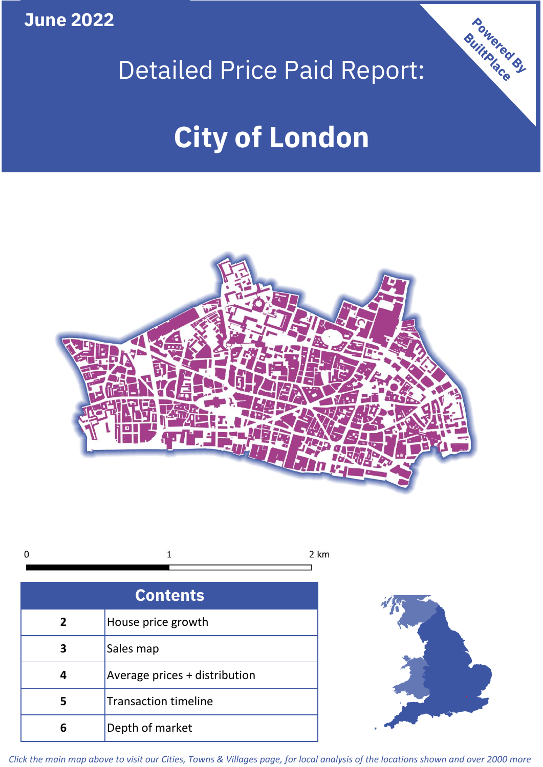June 2022

# Detailed Price Paid Report:

# City of London

Powered By BuiltPlace

0 1 2 km

| Contents | |
|---|---|
| 2 | House price growth |
| 3 | Sales map |
| 4 | Average prices + distribution |
| 5 | Transaction timeline |
| 6 | Depth of market |

*Click the main map above to visit our Cities, Towns & Villages page, for local analysis of the locations shown and over 2000 more*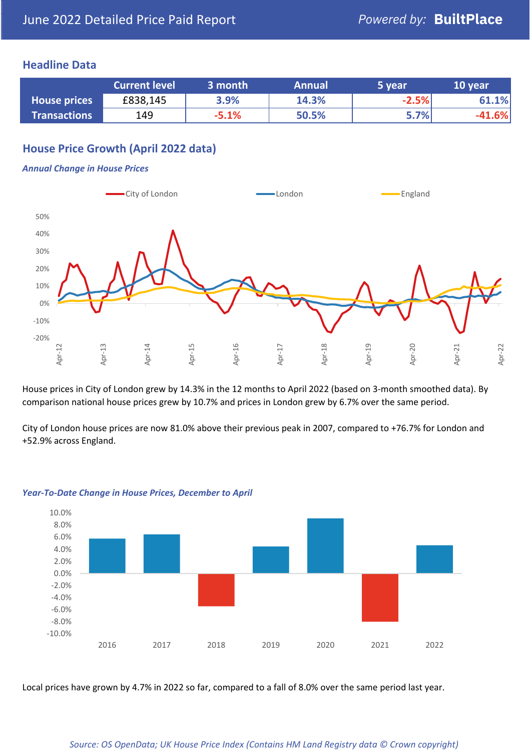# June 2022 Detailed Price Paid Report

*Powered by:* **BuiltPlace**

## Headline Data

| | Current level | 3 month | Annual | 5 year | 10 year |
|---|---|---|---|---|---|
| **House prices** | £838,145 | 3.9% | 14.3% | -2.5% | 61.1% |
| **Transactions** | 149 | -5.1% | 50.5% | 5.7% | -41.6% |

## House Price Growth (April 2022 data)

***Annual Change in House Prices***

House prices in City of London grew by 14.3% in the 12 months to April 2022 (based on 3-month smoothed data). By comparison national house prices grew by 10.7% and prices in London grew by 6.7% over the same period.

City of London house prices are now 81.0% above their previous peak in 2007, compared to +76.7% for London and +52.9% across England.

***Year-To-Date Change in House Prices, December to April***

Local prices have grown by 4.7% in 2022 so far, compared to a fall of 8.0% over the same period last year.

*Source: OS OpenData; UK House Price Index (Contains HM Land Registry data © Crown copyright)*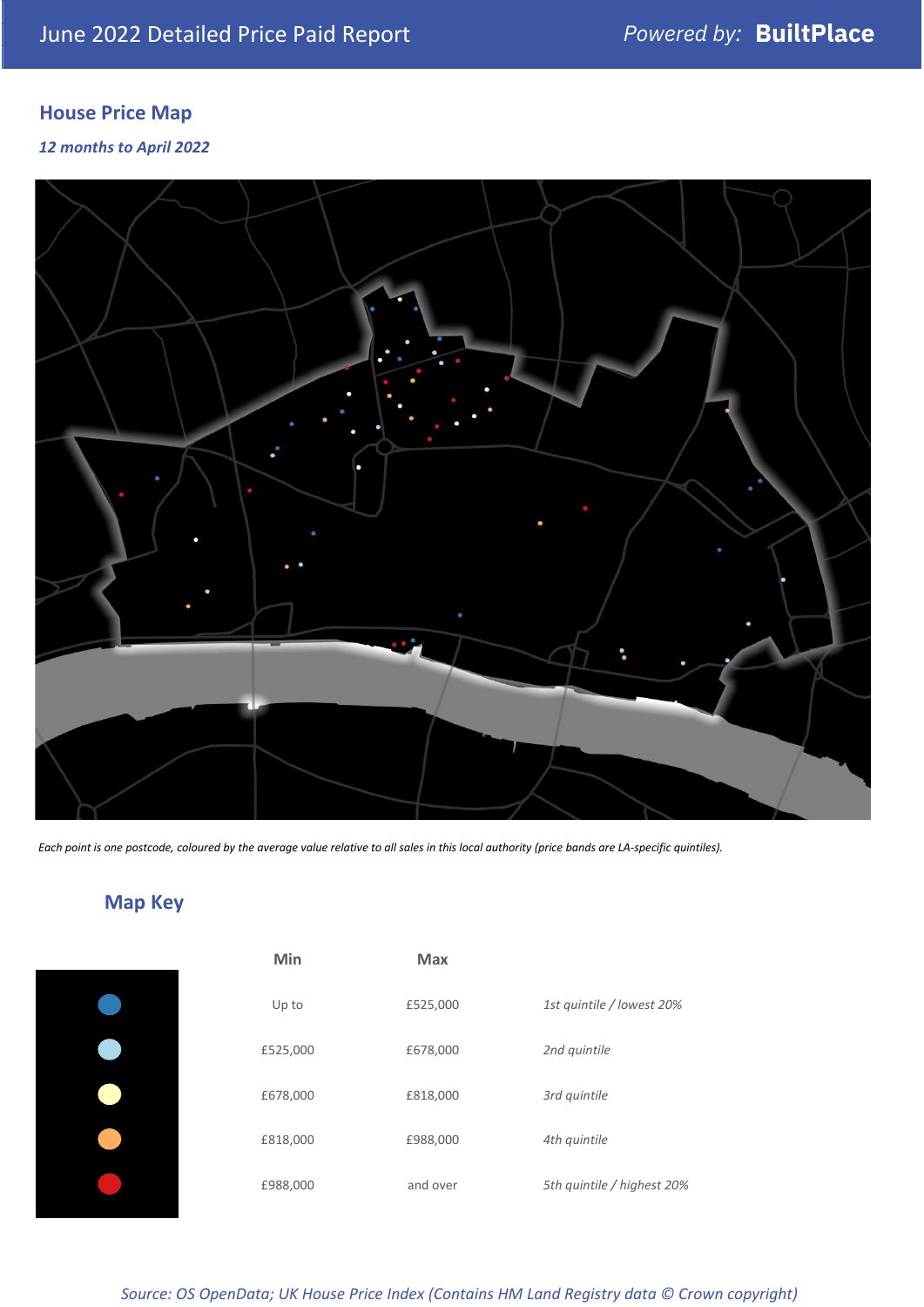## House Price Map

*12 months to April 2022*

*Each point is one postcode, coloured by the average value relative to all sales in this local authority (price bands are LA-specific quintiles).*

## Map Key

| | Min | Max | |
|---|---|---|---|
| ● | Up to | £525,000 | *1st quintile / lowest 20%* |
| ● | £525,000 | £678,000 | *2nd quintile* |
| ● | £678,000 | £818,000 | *3rd quintile* |
| ● | £818,000 | £988,000 | *4th quintile* |
| ● | £988,000 | and over | *5th quintile / highest 20%* |

*Source: OS OpenData; UK House Price Index (Contains HM Land Registry data © Crown copyright)*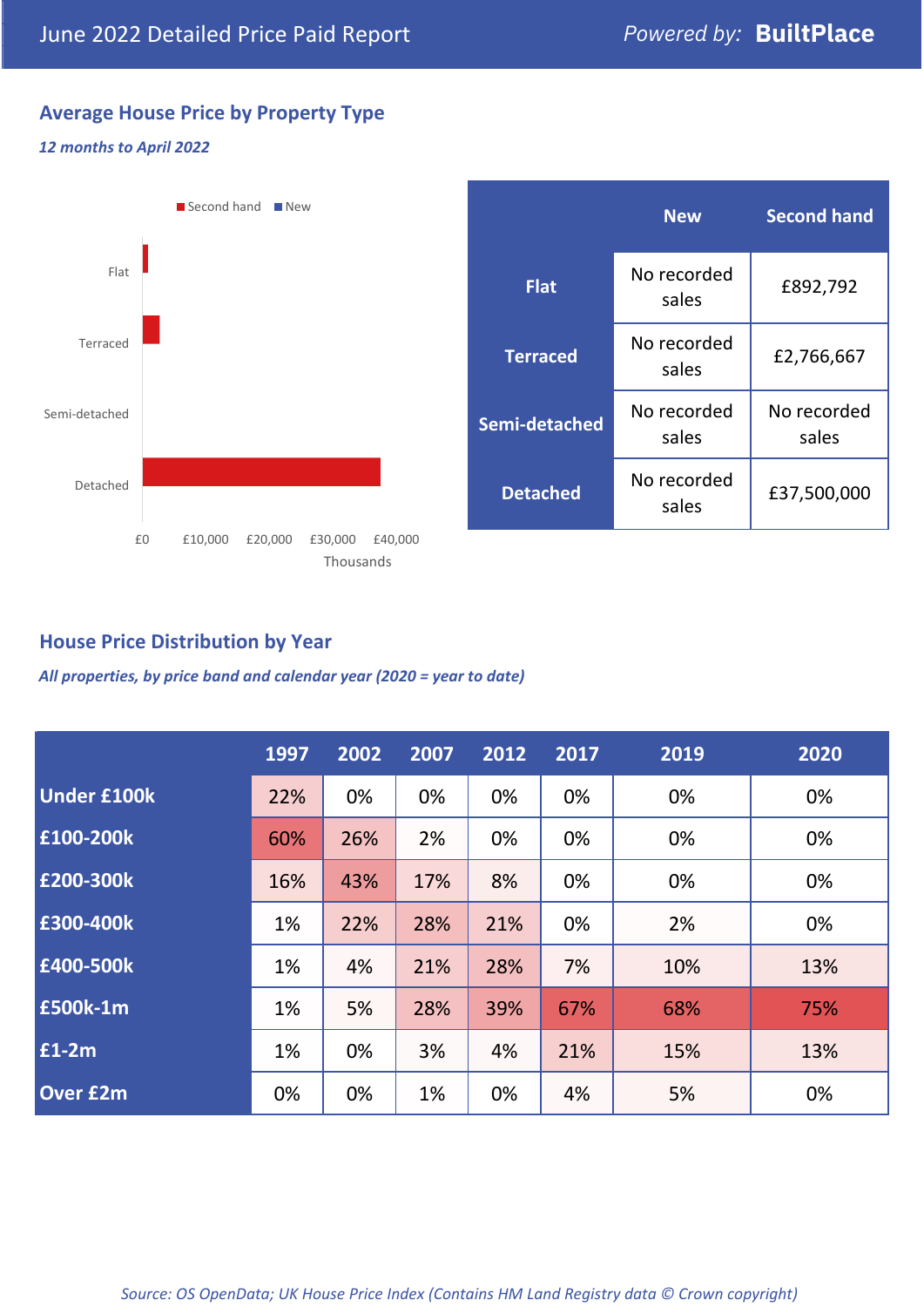June 2022 Detailed Price Paid Report

*Powered by:* **BuiltPlace**

## Average House Price by Property Type

***12 months to April 2022***

| | New | Second hand |
|---|---|---|
| **Flat** | No recorded sales | £892,792 |
| **Terraced** | No recorded sales | £2,766,667 |
| **Semi-detached** | No recorded sales | No recorded sales |
| **Detached** | No recorded sales | £37,500,000 |

## House Price Distribution by Year

***All properties, by price band and calendar year (2020 = year to date)***

| | 1997 | 2002 | 2007 | 2012 | 2017 | 2019 | 2020 |
|---|---|---|---|---|---|---|---|
| **Under £100k** | 22% | 0% | 0% | 0% | 0% | 0% | 0% |
| **£100-200k** | 60% | 26% | 2% | 0% | 0% | 0% | 0% |
| **£200-300k** | 16% | 43% | 17% | 8% | 0% | 0% | 0% |
| **£300-400k** | 1% | 22% | 28% | 21% | 0% | 2% | 0% |
| **£400-500k** | 1% | 4% | 21% | 28% | 7% | 10% | 13% |
| **£500k-1m** | 1% | 5% | 28% | 39% | 67% | 68% | 75% |
| **£1-2m** | 1% | 0% | 3% | 4% | 21% | 15% | 13% |
| **Over £2m** | 0% | 0% | 1% | 0% | 4% | 5% | 0% |

*Source: OS OpenData; UK House Price Index (Contains HM Land Registry data © Crown copyright)*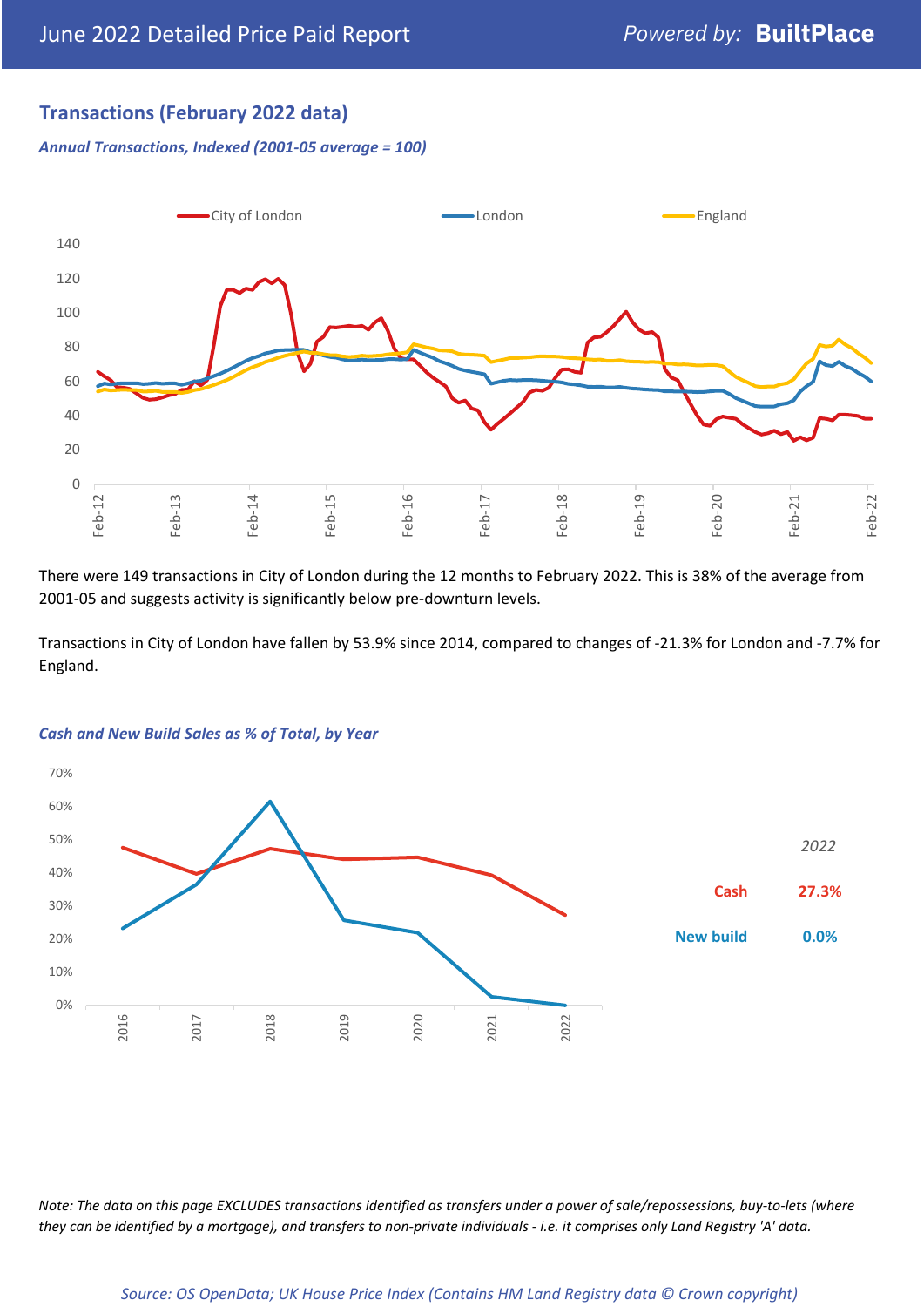## Transactions (February 2022 data)

*Annual Transactions, Indexed (2001-05 average = 100)*

There were 149 transactions in City of London during the 12 months to February 2022. This is 38% of the average from 2001-05 and suggests activity is significantly below pre-downturn levels.

Transactions in City of London have fallen by 53.9% since 2014, compared to changes of -21.3% for London and -7.7% for England.

*Cash and New Build Sales as % of Total, by Year*

| 2022 | |
|---|---|
| Cash | 27.3% |
| New build | 0.0% |

*Note: The data on this page EXCLUDES transactions identified as transfers under a power of sale/repossessions, buy-to-lets (where they can be identified by a mortgage), and transfers to non-private individuals - i.e. it comprises only Land Registry 'A' data.*

*Source: OS OpenData; UK House Price Index (Contains HM Land Registry data © Crown copyright)*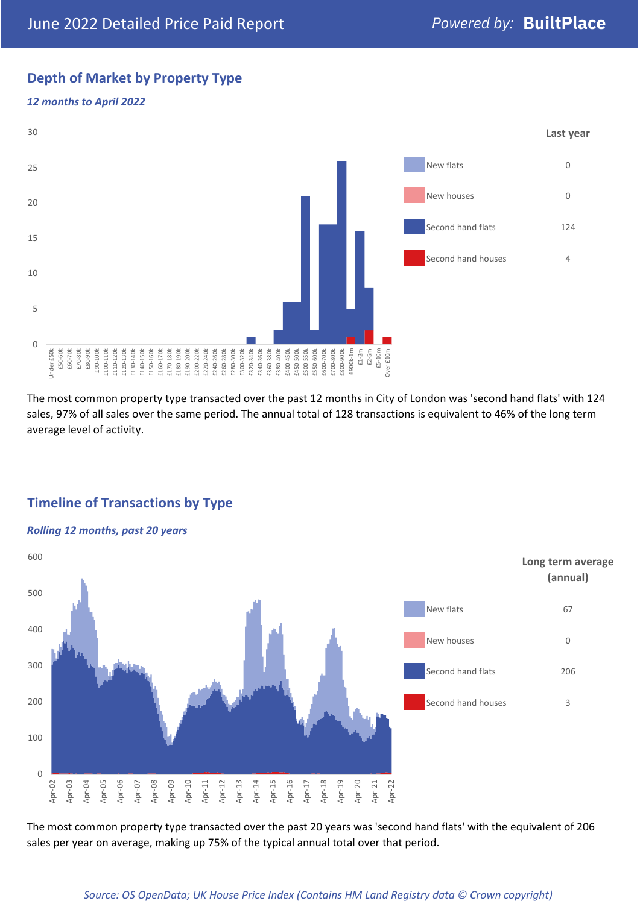June 2022 Detailed Price Paid Report

Powered by: **BuiltPlace**

## Depth of Market by Property Type

*12 months to April 2022*

30
25
20
15
10
5
0

Under £50k
£50-60k
£60-70k
£70-80k
£80-90k
£90-100k
£100-110k
£110-120k
£120-130k
£130-140k
£140-150k
£150-160k
£160-170k
£170-180k
£180-190k
£190-200k
£200-220k
£220-240k
£240-260k
£260-280k
£280-300k
£300-320k
£320-340k
£340-360k
£360-380k
£380-400k
£400-450k
£450-500k
£500-550k
£550-600k
£600-700k
£700-800k
£800-900k
£900k-1m
£1-2m
£2-5m
£5-10m
Over £10m

Last year

New flats 0

New houses 0

Second hand flats 124

Second hand houses 4

The most common property type transacted over the past 12 months in City of London was 'second hand flats' with 124 sales, 97% of all sales over the same period. The annual total of 128 transactions is equivalent to 46% of the long term average level of activity.

## Timeline of Transactions by Type

*Rolling 12 months, past 20 years*

600
500
400
300
200
100
0

Apr-02
Apr-03
Apr-04
Apr-05
Apr-06
Apr-07
Apr-08
Apr-09
Apr-10
Apr-11
Apr-12
Apr-13
Apr-14
Apr-15
Apr-16
Apr-17
Apr-18
Apr-19
Apr-20
Apr-21
Apr-22

Long term average (annual)

New flats 67

New houses 0

Second hand flats 206

Second hand houses 3

The most common property type transacted over the past 20 years was 'second hand flats' with the equivalent of 206 sales per year on average, making up 75% of the typical annual total over that period.

*Source: OS OpenData; UK House Price Index (Contains HM Land Registry data © Crown copyright)*